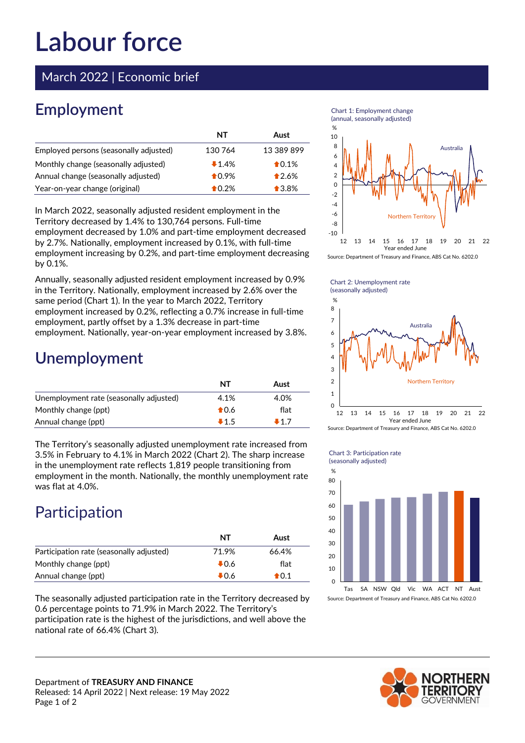# Labour force

## March 2022 | Economic brief

## Employment

| | NT | Aust |
|---|---|---|
| Employed persons (seasonally adjusted) | 130 764 | 13 389 899 |
| Monthly change (seasonally adjusted) | ⬇1.4% | ⬆0.1% |
| Annual change (seasonally adjusted) | ⬆0.9% | ⬆2.6% |
| Year-on-year change (original) | ⬆0.2% | ⬆3.8% |

In March 2022, seasonally adjusted resident employment in the Territory decreased by 1.4% to 130,764 persons. Full-time employment decreased by 1.0% and part-time employment decreased by 2.7%. Nationally, employment increased by 0.1%, with full-time employment increasing by 0.2%, and part-time employment decreasing by 0.1%.

Annually, seasonally adjusted resident employment increased by 0.9% in the Territory. Nationally, employment increased by 2.6% over the same period (Chart 1). In the year to March 2022, Territory employment increased by 0.2%, reflecting a 0.7% increase in full-time employment, partly offset by a 1.3% decrease in part-time employment. Nationally, year-on-year employment increased by 3.8%.

Chart 1: Employment change (annual, seasonally adjusted)

Source: Department of Treasury and Finance, ABS Cat No. 6202.0

## Unemployment

| | NT | Aust |
|---|---|---|
| Unemployment rate (seasonally adjusted) | 4.1% | 4.0% |
| Monthly change (ppt) | ⬆0.6 | flat |
| Annual change (ppt) | ⬇1.5 | ⬇1.7 |

The Territory's seasonally adjusted unemployment rate increased from 3.5% in February to 4.1% in March 2022 (Chart 2). The sharp increase in the unemployment rate reflects 1,819 people transitioning from employment in the month. Nationally, the monthly unemployment rate was flat at 4.0%.

Chart 2: Unemployment rate (seasonally adjusted)

Source: Department of Treasury and Finance, ABS Cat No. 6202.0

## Participation

| | NT | Aust |
|---|---|---|
| Participation rate (seasonally adjusted) | 71.9% | 66.4% |
| Monthly change (ppt) | ⬇0.6 | flat |
| Annual change (ppt) | ⬇0.6 | ⬆0.1 |

The seasonally adjusted participation rate in the Territory decreased by 0.6 percentage points to 71.9% in March 2022. The Territory's participation rate is the highest of the jurisdictions, and well above the national rate of 66.4% (Chart 3).

Chart 3: Participation rate (seasonally adjusted)

Source: Department of Treasury and Finance, ABS Cat No. 6202.0

Department of **TREASURY AND FINANCE**
Released: 14 April 2022 | Next release: 19 May 2022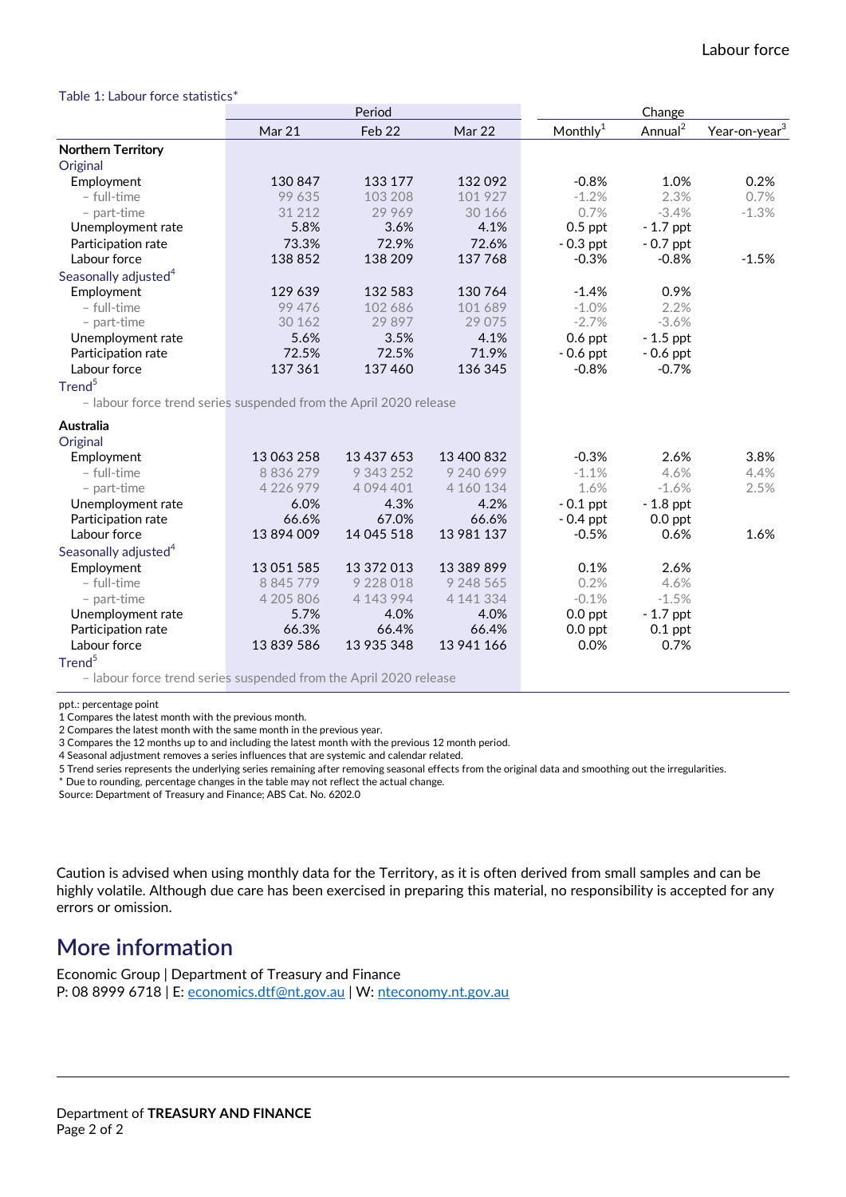Table 1: Labour force statistics*

| | Period | | | Change | | |
|---|---|---|---|---|---|---|
| | Mar 21 | Feb 22 | Mar 22 | Monthly[1] | Annual[2] | Year-on-year[3] |
| **Northern Territory** | | | | | | |
| Original | | | | | | |
| Employment | 130 847 | 133 177 | 132 092 | -0.8% | 1.0% | 0.2% |
| – full-time | 99 635 | 103 208 | 101 927 | -1.2% | 2.3% | 0.7% |
| – part-time | 31 212 | 29 969 | 30 166 | 0.7% | -3.4% | -1.3% |
| Unemployment rate | 5.8% | 3.6% | 4.1% | 0.5 ppt | - 1.7 ppt | |
| Participation rate | 73.3% | 72.9% | 72.6% | - 0.3 ppt | - 0.7 ppt | |
| Labour force | 138 852 | 138 209 | 137 768 | -0.3% | -0.8% | -1.5% |
| Seasonally adjusted[4] | | | | | | |
| Employment | 129 639 | 132 583 | 130 764 | -1.4% | 0.9% | |
| – full-time | 99 476 | 102 686 | 101 689 | -1.0% | 2.2% | |
| – part-time | 30 162 | 29 897 | 29 075 | -2.7% | -3.6% | |
| Unemployment rate | 5.6% | 3.5% | 4.1% | 0.6 ppt | - 1.5 ppt | |
| Participation rate | 72.5% | 72.5% | 71.9% | - 0.6 ppt | - 0.6 ppt | |
| Labour force | 137 361 | 137 460 | 136 345 | -0.8% | -0.7% | |
| Trend[5] | | | | | | |
| – labour force trend series suspended from the April 2020 release | | | | | | |
| **Australia** | | | | | | |
| Original | | | | | | |
| Employment | 13 063 258 | 13 437 653 | 13 400 832 | -0.3% | 2.6% | 3.8% |
| – full-time | 8 836 279 | 9 343 252 | 9 240 699 | -1.1% | 4.6% | 4.4% |
| – part-time | 4 226 979 | 4 094 401 | 4 160 134 | 1.6% | -1.6% | 2.5% |
| Unemployment rate | 6.0% | 4.3% | 4.2% | - 0.1 ppt | - 1.8 ppt | |
| Participation rate | 66.6% | 67.0% | 66.6% | - 0.4 ppt | 0.0 ppt | |
| Labour force | 13 894 009 | 14 045 518 | 13 981 137 | -0.5% | 0.6% | 1.6% |
| Seasonally adjusted[4] | | | | | | |
| Employment | 13 051 585 | 13 372 013 | 13 389 899 | 0.1% | 2.6% | |
| – full-time | 8 845 779 | 9 228 018 | 9 248 565 | 0.2% | 4.6% | |
| – part-time | 4 205 806 | 4 143 994 | 4 141 334 | -0.1% | -1.5% | |
| Unemployment rate | 5.7% | 4.0% | 4.0% | 0.0 ppt | - 1.7 ppt | |
| Participation rate | 66.3% | 66.4% | 66.4% | 0.0 ppt | 0.1 ppt | |
| Labour force | 13 839 586 | 13 935 348 | 13 941 166 | 0.0% | 0.7% | |
| Trend[5] | | | | | | |
| – labour force trend series suspended from the April 2020 release | | | | | | |

ppt.: percentage point
1 Compares the latest month with the previous month.
2 Compares the latest month with the same month in the previous year.
3 Compares the 12 months up to and including the latest month with the previous 12 month period.
4 Seasonal adjustment removes a series influences that are systemic and calendar related.
5 Trend series represents the underlying series remaining after removing seasonal effects from the original data and smoothing out the irregularities.
* Due to rounding, percentage changes in the table may not reflect the actual change.
Source: Department of Treasury and Finance; ABS Cat. No. 6202.0

Caution is advised when using monthly data for the Territory, as it is often derived from small samples and can be highly volatile. Although due care has been exercised in preparing this material, no responsibility is accepted for any errors or omission.

## More information

Economic Group | Department of Treasury and Finance
P: 08 8999 6718 | E: economics.dtf@nt.gov.au | W: nteconomy.nt.gov.au